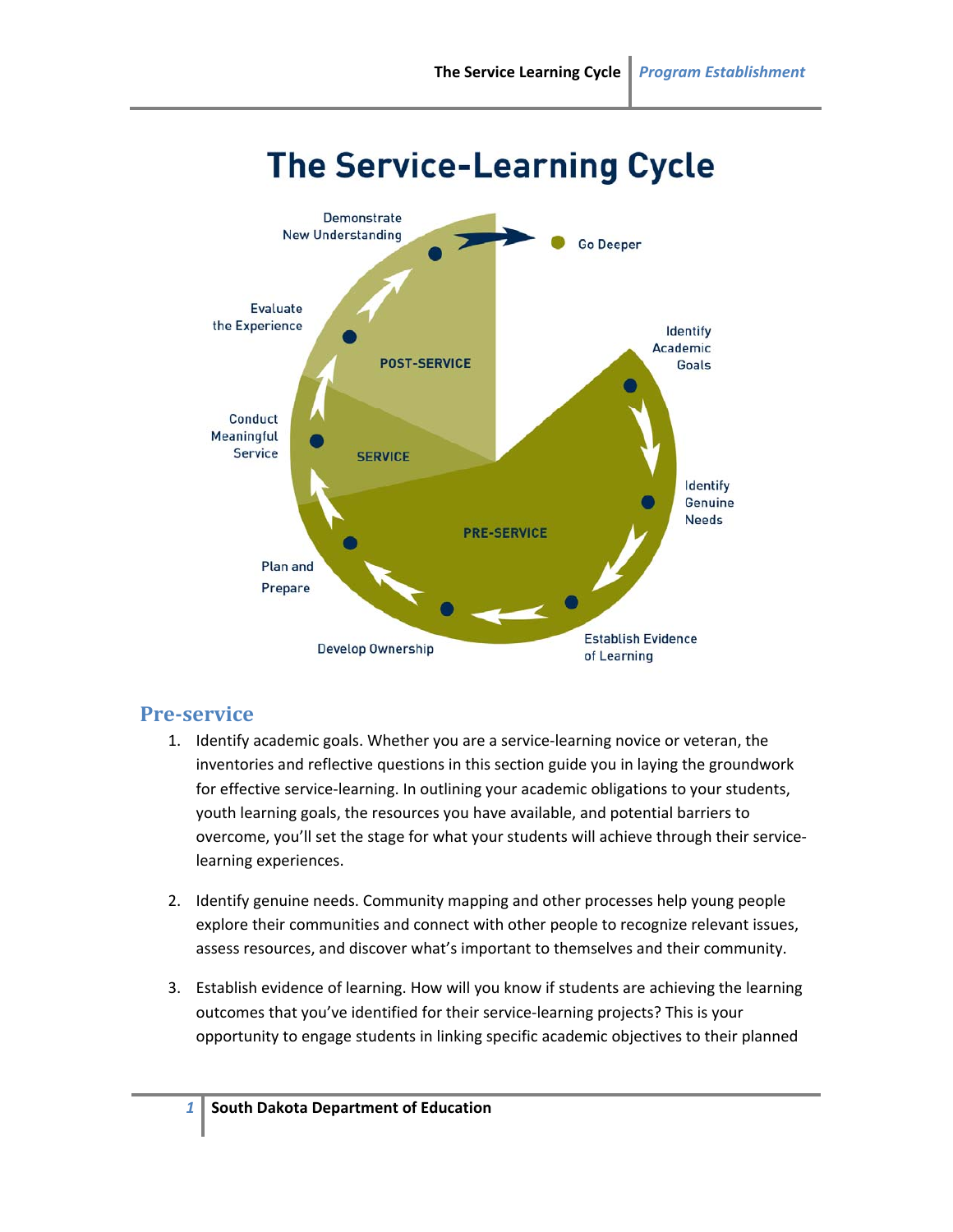# The Service-Learning Cycle

Demonstrate New Understanding

Go Deeper

Evaluate the Experience

POST-SERVICE

Identify Academic Goals

Conduct Meaningful Service

SERVICE

Identify Genuine Needs

PRE-SERVICE

Plan and Prepare

Develop Ownership

Establish Evidence of Learning

## Pre-service

1. Identify academic goals. Whether you are a service-learning novice or veteran, the inventories and reflective questions in this section guide you in laying the groundwork for effective service-learning. In outlining your academic obligations to your students, youth learning goals, the resources you have available, and potential barriers to overcome, you'll set the stage for what your students will achieve through their service-learning experiences.

2. Identify genuine needs. Community mapping and other processes help young people explore their communities and connect with other people to recognize relevant issues, assess resources, and discover what's important to themselves and their community.

3. Establish evidence of learning. How will you know if students are achieving the learning outcomes that you've identified for their service-learning projects? This is your opportunity to engage students in linking specific academic objectives to their planned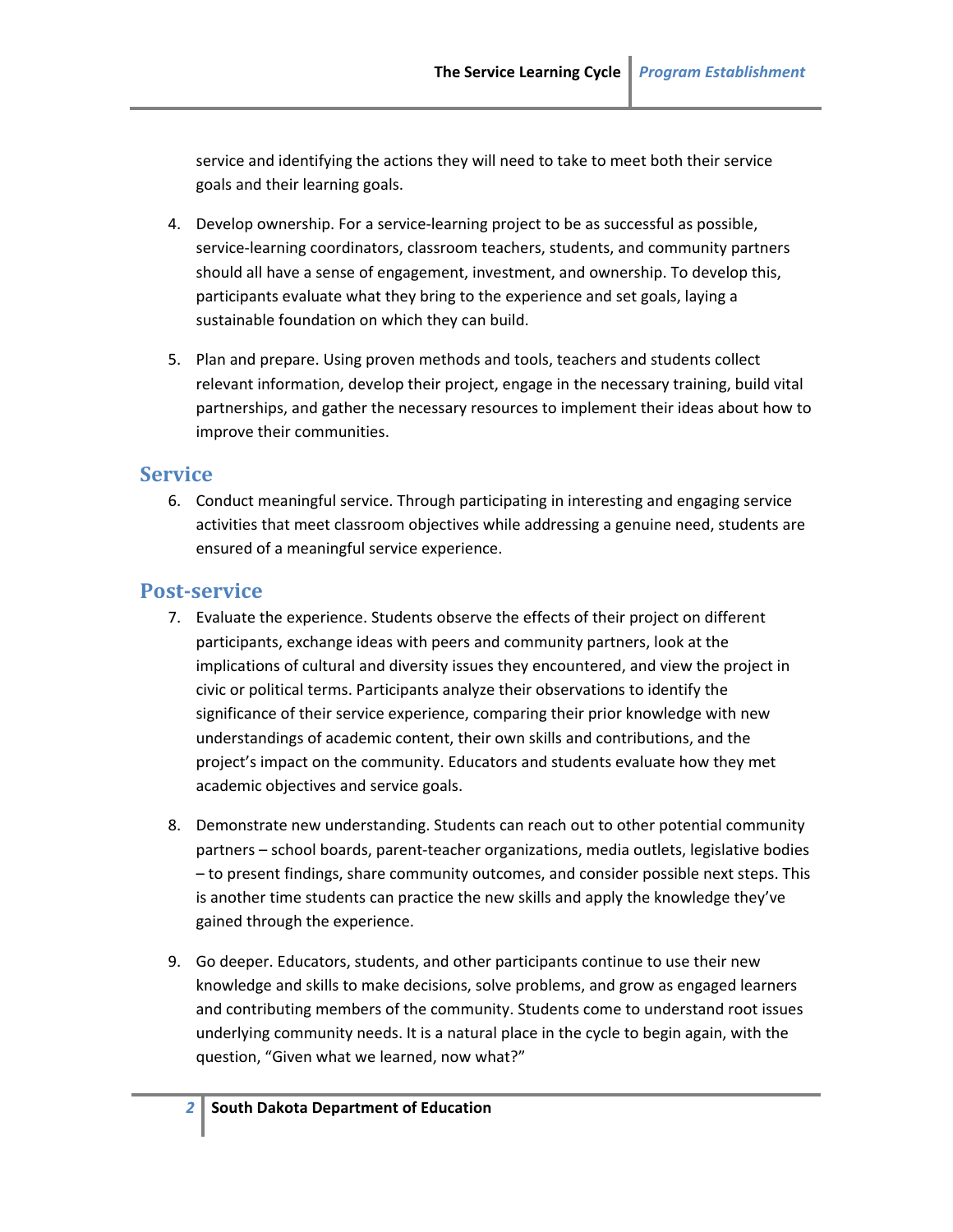service and identifying the actions they will need to take to meet both their service goals and their learning goals.

4. Develop ownership. For a service-learning project to be as successful as possible, service-learning coordinators, classroom teachers, students, and community partners should all have a sense of engagement, investment, and ownership. To develop this, participants evaluate what they bring to the experience and set goals, laying a sustainable foundation on which they can build.

5. Plan and prepare. Using proven methods and tools, teachers and students collect relevant information, develop their project, engage in the necessary training, build vital partnerships, and gather the necessary resources to implement their ideas about how to improve their communities.

## Service

6. Conduct meaningful service. Through participating in interesting and engaging service activities that meet classroom objectives while addressing a genuine need, students are ensured of a meaningful service experience.

## Post-service

7. Evaluate the experience. Students observe the effects of their project on different participants, exchange ideas with peers and community partners, look at the implications of cultural and diversity issues they encountered, and view the project in civic or political terms. Participants analyze their observations to identify the significance of their service experience, comparing their prior knowledge with new understandings of academic content, their own skills and contributions, and the project's impact on the community. Educators and students evaluate how they met academic objectives and service goals.

8. Demonstrate new understanding. Students can reach out to other potential community partners – school boards, parent-teacher organizations, media outlets, legislative bodies – to present findings, share community outcomes, and consider possible next steps. This is another time students can practice the new skills and apply the knowledge they've gained through the experience.

9. Go deeper. Educators, students, and other participants continue to use their new knowledge and skills to make decisions, solve problems, and grow as engaged learners and contributing members of the community. Students come to understand root issues underlying community needs. It is a natural place in the cycle to begin again, with the question, "Given what we learned, now what?"